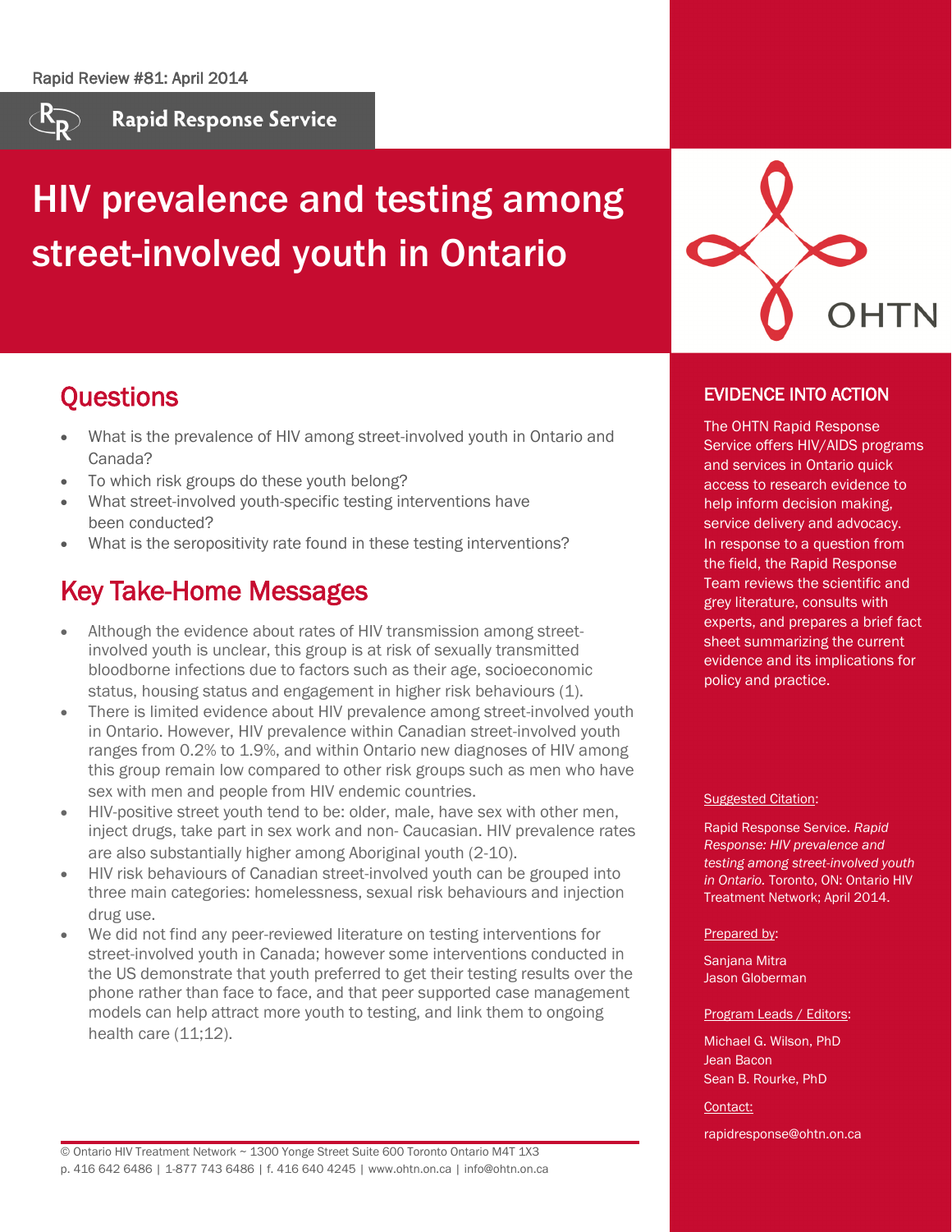Rapid Review #81: April 2014

Rapid Response Service

# HIV prevalence and testing among street-involved youth in Ontario

## Questions

- What is the prevalence of HIV among street-involved youth in Ontario and Canada?
- To which risk groups do these youth belong?
- What street-involved youth-specific testing interventions have been conducted?
- What is the seropositivity rate found in these testing interventions?

## Key Take-Home Messages

- Although the evidence about rates of HIV transmission among street-involved youth is unclear, this group is at risk of sexually transmitted bloodborne infections due to factors such as their age, socioeconomic status, housing status and engagement in higher risk behaviours (1).
- There is limited evidence about HIV prevalence among street-involved youth in Ontario. However, HIV prevalence within Canadian street-involved youth ranges from 0.2% to 1.9%, and within Ontario new diagnoses of HIV among this group remain low compared to other risk groups such as men who have sex with men and people from HIV endemic countries.
- HIV-positive street youth tend to be: older, male, have sex with other men, inject drugs, take part in sex work and non- Caucasian. HIV prevalence rates are also substantially higher among Aboriginal youth (2-10).
- HIV risk behaviours of Canadian street-involved youth can be grouped into three main categories: homelessness, sexual risk behaviours and injection drug use.
- We did not find any peer-reviewed literature on testing interventions for street-involved youth in Canada; however some interventions conducted in the US demonstrate that youth preferred to get their testing results over the phone rather than face to face, and that peer supported case management models can help attract more youth to testing, and link them to ongoing health care (11;12).

## EVIDENCE INTO ACTION

The OHTN Rapid Response Service offers HIV/AIDS programs and services in Ontario quick access to research evidence to help inform decision making, service delivery and advocacy. In response to a question from the field, the Rapid Response Team reviews the scientific and grey literature, consults with experts, and prepares a brief fact sheet summarizing the current evidence and its implications for policy and practice.

Suggested Citation:

Rapid Response Service. *Rapid Response: HIV prevalence and testing among street-involved youth in Ontario.* Toronto, ON: Ontario HIV Treatment Network; April 2014.

Prepared by:

Sanjana Mitra
Jason Globerman

Program Leads / Editors:

Michael G. Wilson, PhD
Jean Bacon
Sean B. Rourke, PhD

Contact:

rapidresponse@ohtn.on.ca

© Ontario HIV Treatment Network ~ 1300 Yonge Street Suite 600 Toronto Ontario M4T 1X3
p. 416 642 6486 | 1-877 743 6486 | f. 416 640 4245 | www.ohtn.on.ca | info@ohtn.on.ca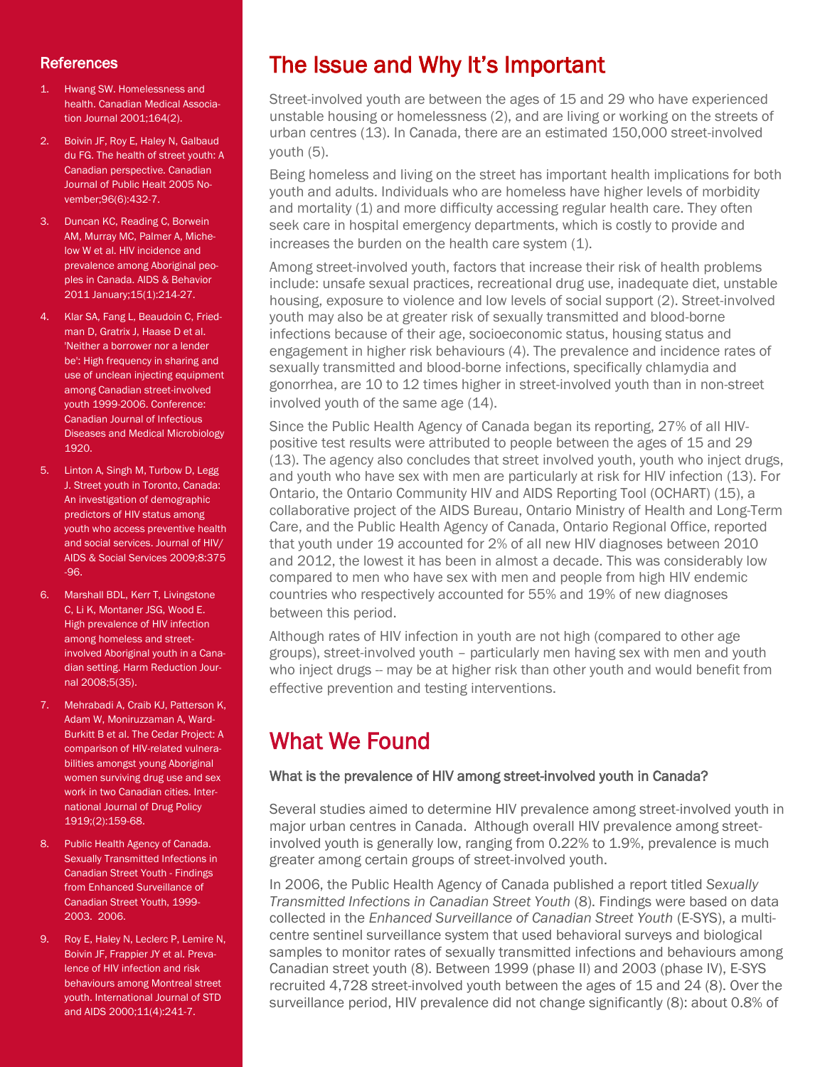## References

1. Hwang SW. Homelessness and health. Canadian Medical Association Journal 2001;164(2).
2. Boivin JF, Roy E, Haley N, Galbaud du FG. The health of street youth: A Canadian perspective. Canadian Journal of Public Healt 2005 November;96(6):432-7.
3. Duncan KC, Reading C, Borwein AM, Murray MC, Palmer A, Michelow W et al. HIV incidence and prevalence among Aboriginal peoples in Canada. AIDS & Behavior 2011 January;15(1):214-27.
4. Klar SA, Fang L, Beaudoin C, Friedman D, Gratrix J, Haase D et al. 'Neither a borrower nor a lender be': High frequency in sharing and use of unclean injecting equipment among Canadian street-involved youth 1999-2006. Conference: Canadian Journal of Infectious Diseases and Medical Microbiology 1920.
5. Linton A, Singh M, Turbow D, Legg J. Street youth in Toronto, Canada: An investigation of demographic predictors of HIV status among youth who access preventive health and social services. Journal of HIV/AIDS & Social Services 2009;8:375-96.
6. Marshall BDL, Kerr T, Livingstone C, Li K, Montaner JSG, Wood E. High prevalence of HIV infection among homeless and street-involved Aboriginal youth in a Canadian setting. Harm Reduction Journal 2008;5(35).
7. Mehrabadi A, Craib KJ, Patterson K, Adam W, Moniruzzaman A, Ward-Burkitt B et al. The Cedar Project: A comparison of HIV-related vulnerabilities amongst young Aboriginal women surviving drug use and sex work in two Canadian cities. International Journal of Drug Policy 1919;(2):159-68.
8. Public Health Agency of Canada. Sexually Transmitted Infections in Canadian Street Youth - Findings from Enhanced Surveillance of Canadian Street Youth, 1999-2003. 2006.
9. Roy E, Haley N, Leclerc P, Lemire N, Boivin JF, Frappier JY et al. Prevalence of HIV infection and risk behaviours among Montreal street youth. International Journal of STD and AIDS 2000;11(4):241-7.

# The Issue and Why It's Important

Street-involved youth are between the ages of 15 and 29 who have experienced unstable housing or homelessness (2), and are living or working on the streets of urban centres (13). In Canada, there are an estimated 150,000 street-involved youth (5).

Being homeless and living on the street has important health implications for both youth and adults. Individuals who are homeless have higher levels of morbidity and mortality (1) and more difficulty accessing regular health care. They often seek care in hospital emergency departments, which is costly to provide and increases the burden on the health care system (1).

Among street-involved youth, factors that increase their risk of health problems include: unsafe sexual practices, recreational drug use, inadequate diet, unstable housing, exposure to violence and low levels of social support (2). Street-involved youth may also be at greater risk of sexually transmitted and blood-borne infections because of their age, socioeconomic status, housing status and engagement in higher risk behaviours (4). The prevalence and incidence rates of sexually transmitted and blood-borne infections, specifically chlamydia and gonorrhea, are 10 to 12 times higher in street-involved youth than in non-street involved youth of the same age (14).

Since the Public Health Agency of Canada began its reporting, 27% of all HIV-positive test results were attributed to people between the ages of 15 and 29 (13). The agency also concludes that street involved youth, youth who inject drugs, and youth who have sex with men are particularly at risk for HIV infection (13). For Ontario, the Ontario Community HIV and AIDS Reporting Tool (OCHART) (15), a collaborative project of the AIDS Bureau, Ontario Ministry of Health and Long-Term Care, and the Public Health Agency of Canada, Ontario Regional Office, reported that youth under 19 accounted for 2% of all new HIV diagnoses between 2010 and 2012, the lowest it has been in almost a decade. This was considerably low compared to men who have sex with men and people from high HIV endemic countries who respectively accounted for 55% and 19% of new diagnoses between this period.

Although rates of HIV infection in youth are not high (compared to other age groups), street-involved youth – particularly men having sex with men and youth who inject drugs – may be at higher risk than other youth and would benefit from effective prevention and testing interventions.

# What We Found

### What is the prevalence of HIV among street-involved youth in Canada?

Several studies aimed to determine HIV prevalence among street-involved youth in major urban centres in Canada. Although overall HIV prevalence among street-involved youth is generally low, ranging from 0.22% to 1.9%, prevalence is much greater among certain groups of street-involved youth.

In 2006, the Public Health Agency of Canada published a report titled *Sexually Transmitted Infections in Canadian Street Youth* (8). Findings were based on data collected in the *Enhanced Surveillance of Canadian Street Youth* (E-SYS), a multi-centre sentinel surveillance system that used behavioral surveys and biological samples to monitor rates of sexually transmitted infections and behaviours among Canadian street youth (8). Between 1999 (phase II) and 2003 (phase IV), E-SYS recruited 4,728 street-involved youth between the ages of 15 and 24 (8). Over the surveillance period, HIV prevalence did not change significantly (8): about 0.8% of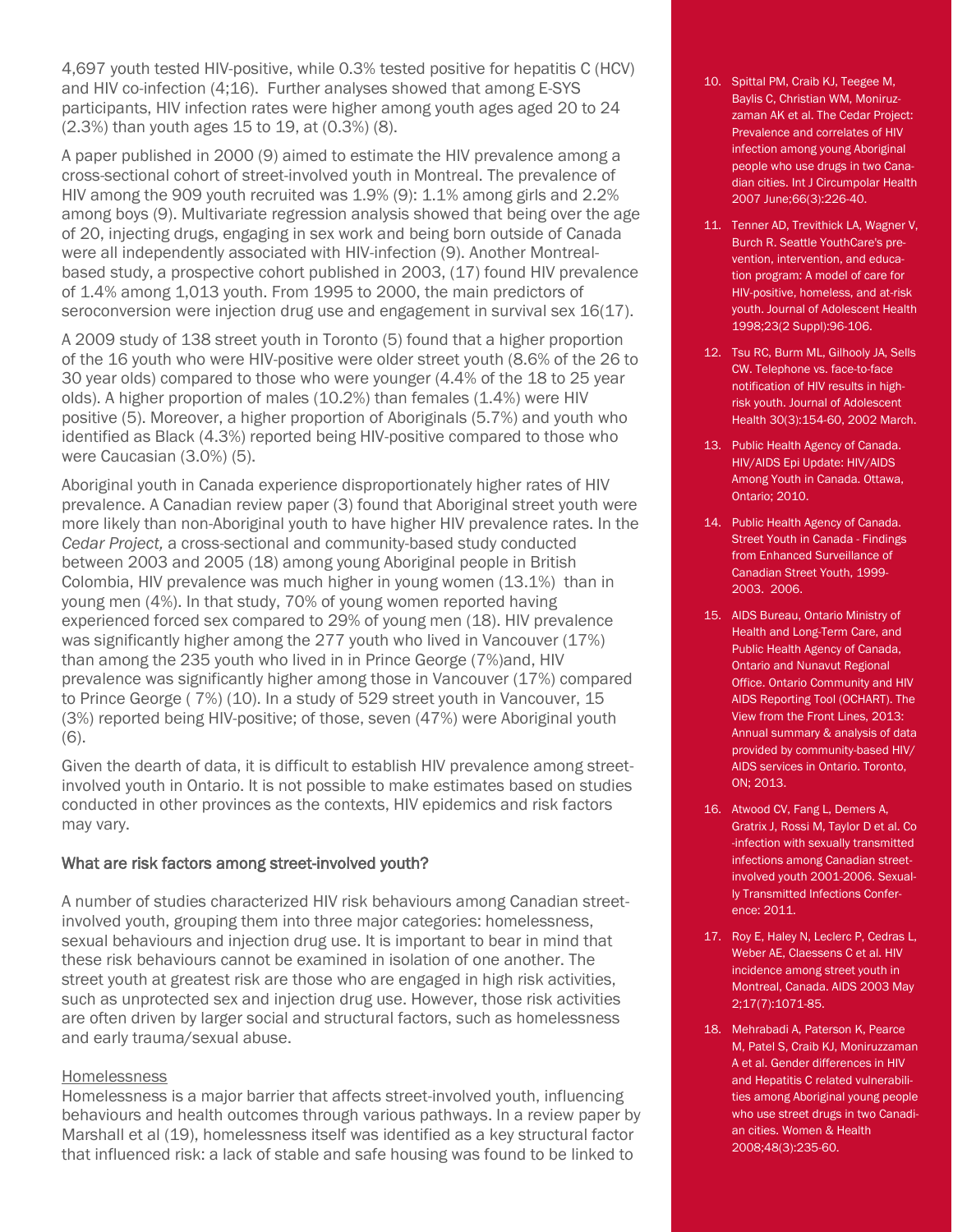4,697 youth tested HIV-positive, while 0.3% tested positive for hepatitis C (HCV) and HIV co-infection (4;16). Further analyses showed that among E-SYS participants, HIV infection rates were higher among youth ages aged 20 to 24 (2.3%) than youth ages 15 to 19, at (0.3%) (8).

A paper published in 2000 (9) aimed to estimate the HIV prevalence among a cross-sectional cohort of street-involved youth in Montreal. The prevalence of HIV among the 909 youth recruited was 1.9% (9): 1.1% among girls and 2.2% among boys (9). Multivariate regression analysis showed that being over the age of 20, injecting drugs, engaging in sex work and being born outside of Canada were all independently associated with HIV-infection (9). Another Montreal-based study, a prospective cohort published in 2003, (17) found HIV prevalence of 1.4% among 1,013 youth. From 1995 to 2000, the main predictors of seroconversion were injection drug use and engagement in survival sex 16(17).

A 2009 study of 138 street youth in Toronto (5) found that a higher proportion of the 16 youth who were HIV-positive were older street youth (8.6% of the 26 to 30 year olds) compared to those who were younger (4.4% of the 18 to 25 year olds). A higher proportion of males (10.2%) than females (1.4%) were HIV positive (5). Moreover, a higher proportion of Aboriginals (5.7%) and youth who identified as Black (4.3%) reported being HIV-positive compared to those who were Caucasian (3.0%) (5).

Aboriginal youth in Canada experience disproportionately higher rates of HIV prevalence. A Canadian review paper (3) found that Aboriginal street youth were more likely than non-Aboriginal youth to have higher HIV prevalence rates. In the *Cedar Project,* a cross-sectional and community-based study conducted between 2003 and 2005 (18) among young Aboriginal people in British Colombia, HIV prevalence was much higher in young women (13.1%) than in young men (4%). In that study, 70% of young women reported having experienced forced sex compared to 29% of young men (18). HIV prevalence was significantly higher among the 277 youth who lived in Vancouver (17%) than among the 235 youth who lived in in Prince George (7%)and, HIV prevalence was significantly higher among those in Vancouver (17%) compared to Prince George ( 7%) (10). In a study of 529 street youth in Vancouver, 15 (3%) reported being HIV-positive; of those, seven (47%) were Aboriginal youth (6).

Given the dearth of data, it is difficult to establish HIV prevalence among street-involved youth in Ontario. It is not possible to make estimates based on studies conducted in other provinces as the contexts, HIV epidemics and risk factors may vary.

## What are risk factors among street-involved youth?

A number of studies characterized HIV risk behaviours among Canadian street-involved youth, grouping them into three major categories: homelessness, sexual behaviours and injection drug use. It is important to bear in mind that these risk behaviours cannot be examined in isolation of one another. The street youth at greatest risk are those who are engaged in high risk activities, such as unprotected sex and injection drug use. However, those risk activities are often driven by larger social and structural factors, such as homelessness and early trauma/sexual abuse.

### Homelessness

Homelessness is a major barrier that affects street-involved youth, influencing behaviours and health outcomes through various pathways. In a review paper by Marshall et al (19), homelessness itself was identified as a key structural factor that influenced risk: a lack of stable and safe housing was found to be linked to

10. Spittal PM, Craib KJ, Teegee M, Baylis C, Christian WM, Moniruzzaman AK et al. The Cedar Project: Prevalence and correlates of HIV infection among young Aboriginal people who use drugs in two Canadian cities. Int J Circumpolar Health 2007 June;66(3):226-40.
11. Tenner AD, Trevithick LA, Wagner V, Burch R. Seattle YouthCare's prevention, intervention, and education program: A model of care for HIV-positive, homeless, and at-risk youth. Journal of Adolescent Health 1998;23(2 Suppl):96-106.
12. Tsu RC, Burm ML, Gilhooly JA, Sells CW. Telephone vs. face-to-face notification of HIV results in high-risk youth. Journal of Adolescent Health 30(3):154-60, 2002 March.
13. Public Health Agency of Canada. HIV/AIDS Epi Update: HIV/AIDS Among Youth in Canada. Ottawa, Ontario; 2010.
14. Public Health Agency of Canada. Street Youth in Canada - Findings from Enhanced Surveillance of Canadian Street Youth, 1999-2003. 2006.
15. AIDS Bureau, Ontario Ministry of Health and Long-Term Care, and Public Health Agency of Canada, Ontario and Nunavut Regional Office. Ontario Community and HIV AIDS Reporting Tool (OCHART). The View from the Front Lines, 2013: Annual summary & analysis of data provided by community-based HIV/AIDS services in Ontario. Toronto, ON; 2013.
16. Atwood CV, Fang L, Demers A, Gratrix J, Rossi M, Taylor D et al. Co-infection with sexually transmitted infections among Canadian street-involved youth 2001-2006. Sexually Transmitted Infections Conference: 2011.
17. Roy E, Haley N, Leclerc P, Cedras L, Weber AE, Claessens C et al. HIV incidence among street youth in Montreal, Canada. AIDS 2003 May 2;17(7):1071-85.
18. Mehrabadi A, Paterson K, Pearce M, Patel S, Craib KJ, Moniruzzaman A et al. Gender differences in HIV and Hepatitis C related vulnerabilities among Aboriginal young people who use street drugs in two Canadian cities. Women & Health 2008;48(3):235-60.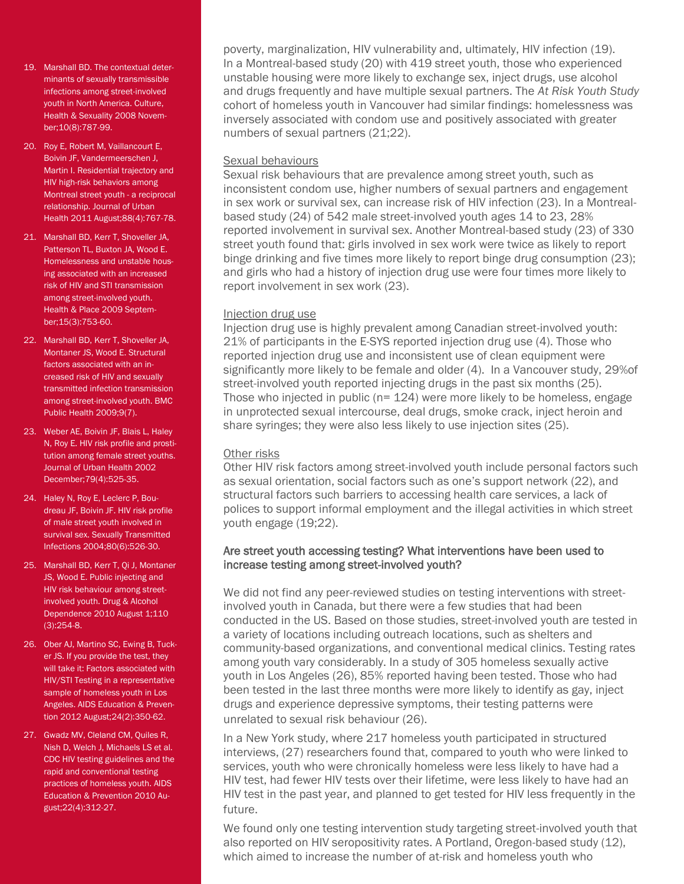poverty, marginalization, HIV vulnerability and, ultimately, HIV infection (19). In a Montreal-based study (20) with 419 street youth, those who experienced unstable housing were more likely to exchange sex, inject drugs, use alcohol and drugs frequently and have multiple sexual partners. The *At Risk Youth Study* cohort of homeless youth in Vancouver had similar findings: homelessness was inversely associated with condom use and positively associated with greater numbers of sexual partners (21;22).

### Sexual behaviours

Sexual risk behaviours that are prevalence among street youth, such as inconsistent condom use, higher numbers of sexual partners and engagement in sex work or survival sex, can increase risk of HIV infection (23). In a Montreal-based study (24) of 542 male street-involved youth ages 14 to 23, 28% reported involvement in survival sex. Another Montreal-based study (23) of 330 street youth found that: girls involved in sex work were twice as likely to report binge drinking and five times more likely to report binge drug consumption (23); and girls who had a history of injection drug use were four times more likely to report involvement in sex work (23).

### Injection drug use

Injection drug use is highly prevalent among Canadian street-involved youth: 21% of participants in the E-SYS reported injection drug use (4). Those who reported injection drug use and inconsistent use of clean equipment were significantly more likely to be female and older (4). In a Vancouver study, 29%of street-involved youth reported injecting drugs in the past six months (25). Those who injected in public (n= 124) were more likely to be homeless, engage in unprotected sexual intercourse, deal drugs, smoke crack, inject heroin and share syringes; they were also less likely to use injection sites (25).

### Other risks

Other HIV risk factors among street-involved youth include personal factors such as sexual orientation, social factors such as one's support network (22), and structural factors such barriers to accessing health care services, a lack of polices to support informal employment and the illegal activities in which street youth engage (19;22).

## Are street youth accessing testing? What interventions have been used to increase testing among street-involved youth?

We did not find any peer-reviewed studies on testing interventions with street-involved youth in Canada, but there were a few studies that had been conducted in the US. Based on those studies, street-involved youth are tested in a variety of locations including outreach locations, such as shelters and community-based organizations, and conventional medical clinics. Testing rates among youth vary considerably. In a study of 305 homeless sexually active youth in Los Angeles (26), 85% reported having been tested. Those who had been tested in the last three months were more likely to identify as gay, inject drugs and experience depressive symptoms, their testing patterns were unrelated to sexual risk behaviour (26).

In a New York study, where 217 homeless youth participated in structured interviews, (27) researchers found that, compared to youth who were linked to services, youth who were chronically homeless were less likely to have had a HIV test, had fewer HIV tests over their lifetime, were less likely to have had an HIV test in the past year, and planned to get tested for HIV less frequently in the future.

We found only one testing intervention study targeting street-involved youth that also reported on HIV seropositivity rates. A Portland, Oregon-based study (12), which aimed to increase the number of at-risk and homeless youth who

---

19. Marshall BD. The contextual determinants of sexually transmissible infections among street-involved youth in North America. Culture, Health & Sexuality 2008 November;10(8):787-99.
20. Roy E, Robert M, Vaillancourt E, Boivin JF, Vandermeerschen J, Martin I. Residential trajectory and HIV high-risk behaviors among Montreal street youth - a reciprocal relationship. Journal of Urban Health 2011 August;88(4):767-78.
21. Marshall BD, Kerr T, Shoveller JA, Patterson TL, Buxton JA, Wood E. Homelessness and unstable housing associated with an increased risk of HIV and STI transmission among street-involved youth. Health & Place 2009 September;15(3):753-60.
22. Marshall BD, Kerr T, Shoveller JA, Montaner JS, Wood E. Structural factors associated with an increased risk of HIV and sexually transmitted infection transmission among street-involved youth. BMC Public Health 2009;9(7).
23. Weber AE, Boivin JF, Blais L, Haley N, Roy E. HIV risk profile and prostitution among female street youths. Journal of Urban Health 2002 December;79(4):525-35.
24. Haley N, Roy E, Leclerc P, Boudreau JF, Boivin JF. HIV risk profile of male street youth involved in survival sex. Sexually Transmitted Infections 2004;80(6):526-30.
25. Marshall BD, Kerr T, Qi J, Montaner JS, Wood E. Public injecting and HIV risk behaviour among street-involved youth. Drug & Alcohol Dependence 2010 August 1;110 (3):254-8.
26. Ober AJ, Martino SC, Ewing B, Tucker JS. If you provide the test, they will take it: Factors associated with HIV/STI Testing in a representative sample of homeless youth in Los Angeles. AIDS Education & Prevention 2012 August;24(2):350-62.
27. Gwadz MV, Cleland CM, Quiles R, Nish D, Welch J, Michaels LS et al. CDC HIV testing guidelines and the rapid and conventional testing practices of homeless youth. AIDS Education & Prevention 2010 August;22(4):312-27.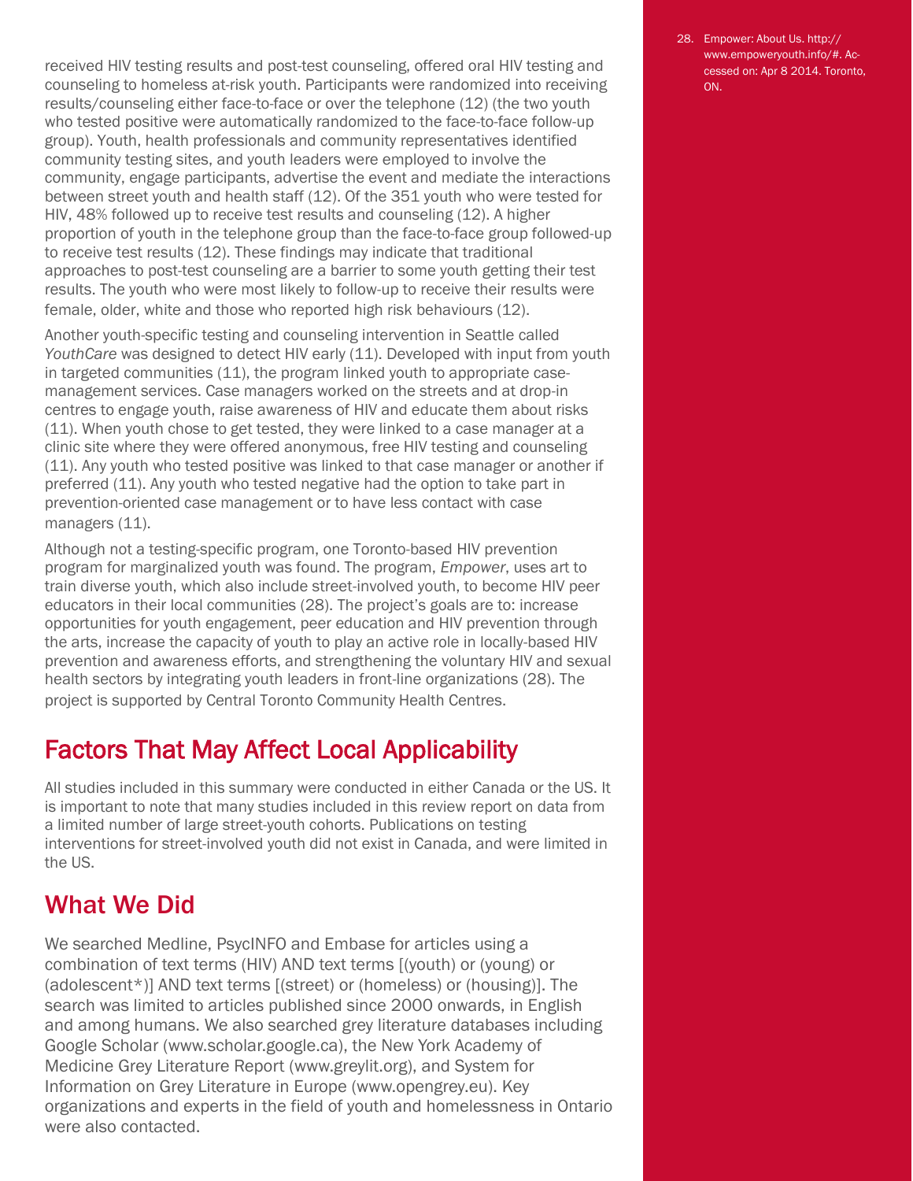received HIV testing results and post-test counseling, offered oral HIV testing and counseling to homeless at-risk youth. Participants were randomized into receiving results/counseling either face-to-face or over the telephone (12) (the two youth who tested positive were automatically randomized to the face-to-face follow-up group). Youth, health professionals and community representatives identified community testing sites, and youth leaders were employed to involve the community, engage participants, advertise the event and mediate the interactions between street youth and health staff (12). Of the 351 youth who were tested for HIV, 48% followed up to receive test results and counseling (12). A higher proportion of youth in the telephone group than the face-to-face group followed-up to receive test results (12). These findings may indicate that traditional approaches to post-test counseling are a barrier to some youth getting their test results. The youth who were most likely to follow-up to receive their results were female, older, white and those who reported high risk behaviours (12).

Another youth-specific testing and counseling intervention in Seattle called *YouthCare* was designed to detect HIV early (11). Developed with input from youth in targeted communities (11), the program linked youth to appropriate case-management services. Case managers worked on the streets and at drop-in centres to engage youth, raise awareness of HIV and educate them about risks (11). When youth chose to get tested, they were linked to a case manager at a clinic site where they were offered anonymous, free HIV testing and counseling (11). Any youth who tested positive was linked to that case manager or another if preferred (11). Any youth who tested negative had the option to take part in prevention-oriented case management or to have less contact with case managers (11).

Although not a testing-specific program, one Toronto-based HIV prevention program for marginalized youth was found. The program, *Empower*, uses art to train diverse youth, which also include street-involved youth, to become HIV peer educators in their local communities (28). The project's goals are to: increase opportunities for youth engagement, peer education and HIV prevention through the arts, increase the capacity of youth to play an active role in locally-based HIV prevention and awareness efforts, and strengthening the voluntary HIV and sexual health sectors by integrating youth leaders in front-line organizations (28). The project is supported by Central Toronto Community Health Centres.

## Factors That May Affect Local Applicability

All studies included in this summary were conducted in either Canada or the US. It is important to note that many studies included in this review report on data from a limited number of large street-youth cohorts. Publications on testing interventions for street-involved youth did not exist in Canada, and were limited in the US.

## What We Did

We searched Medline, PsycINFO and Embase for articles using a combination of text terms (HIV) AND text terms [(youth) or (young) or (adolescent*)] AND text terms [(street) or (homeless) or (housing)]. The search was limited to articles published since 2000 onwards, in English and among humans. We also searched grey literature databases including Google Scholar (www.scholar.google.ca), the New York Academy of Medicine Grey Literature Report (www.greylit.org), and System for Information on Grey Literature in Europe (www.opengrey.eu). Key organizations and experts in the field of youth and homelessness in Ontario were also contacted.

28. Empower: About Us. http://www.empoweryouth.info/#. Accessed on: Apr 8 2014. Toronto, ON.